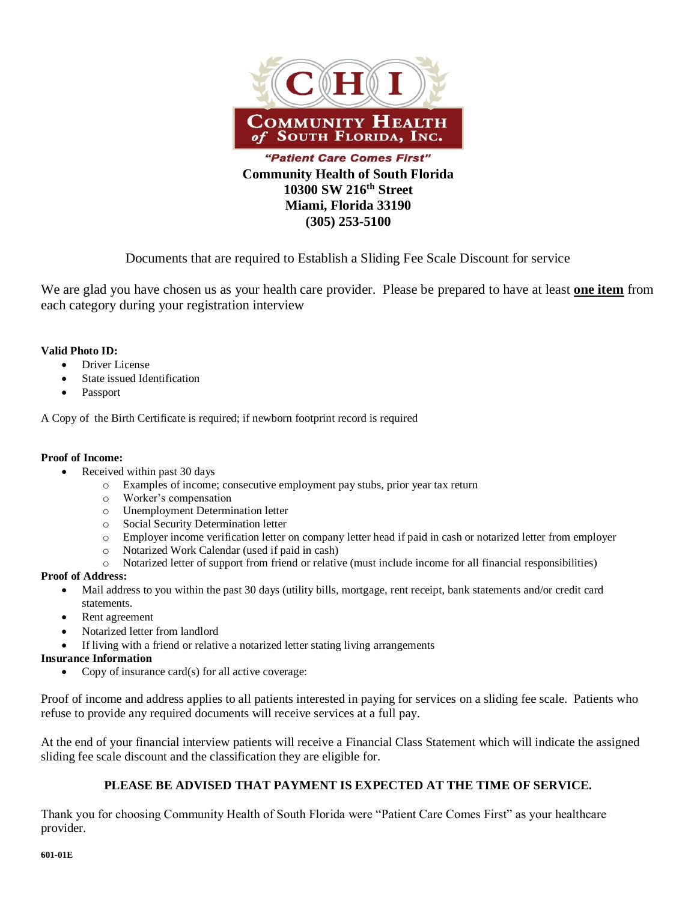**CHI**

**COMMUNITY HEALTH of SOUTH FLORIDA, INC.**

*"Patient Care Comes First"*

**Community Health of South Florida**
**10300 SW 216th Street**
**Miami, Florida 33190**
**(305) 253-5100**

Documents that are required to Establish a Sliding Fee Scale Discount for service

We are glad you have chosen us as your health care provider. Please be prepared to have at least **one item** from each category during your registration interview

**Valid Photo ID:**

- Driver License
- State issued Identification
- Passport

A Copy of the Birth Certificate is required; if newborn footprint record is required

**Proof of Income:**

- Received within past 30 days
  - Examples of income; consecutive employment pay stubs, prior year tax return
  - Worker's compensation
  - Unemployment Determination letter
  - Social Security Determination letter
  - Employer income verification letter on company letter head if paid in cash or notarized letter from employer
  - Notarized Work Calendar (used if paid in cash)
  - Notarized letter of support from friend or relative (must include income for all financial responsibilities)

**Proof of Address:**

- Mail address to you within the past 30 days (utility bills, mortgage, rent receipt, bank statements and/or credit card statements.
- Rent agreement
- Notarized letter from landlord
- If living with a friend or relative a notarized letter stating living arrangements

**Insurance Information**

- Copy of insurance card(s) for all active coverage:

Proof of income and address applies to all patients interested in paying for services on a sliding fee scale. Patients who refuse to provide any required documents will receive services at a full pay.

At the end of your financial interview patients will receive a Financial Class Statement which will indicate the assigned sliding fee scale discount and the classification they are eligible for.

**PLEASE BE ADVISED THAT PAYMENT IS EXPECTED AT THE TIME OF SERVICE.**

Thank you for choosing Community Health of South Florida were "Patient Care Comes First" as your healthcare provider.

**601-01E**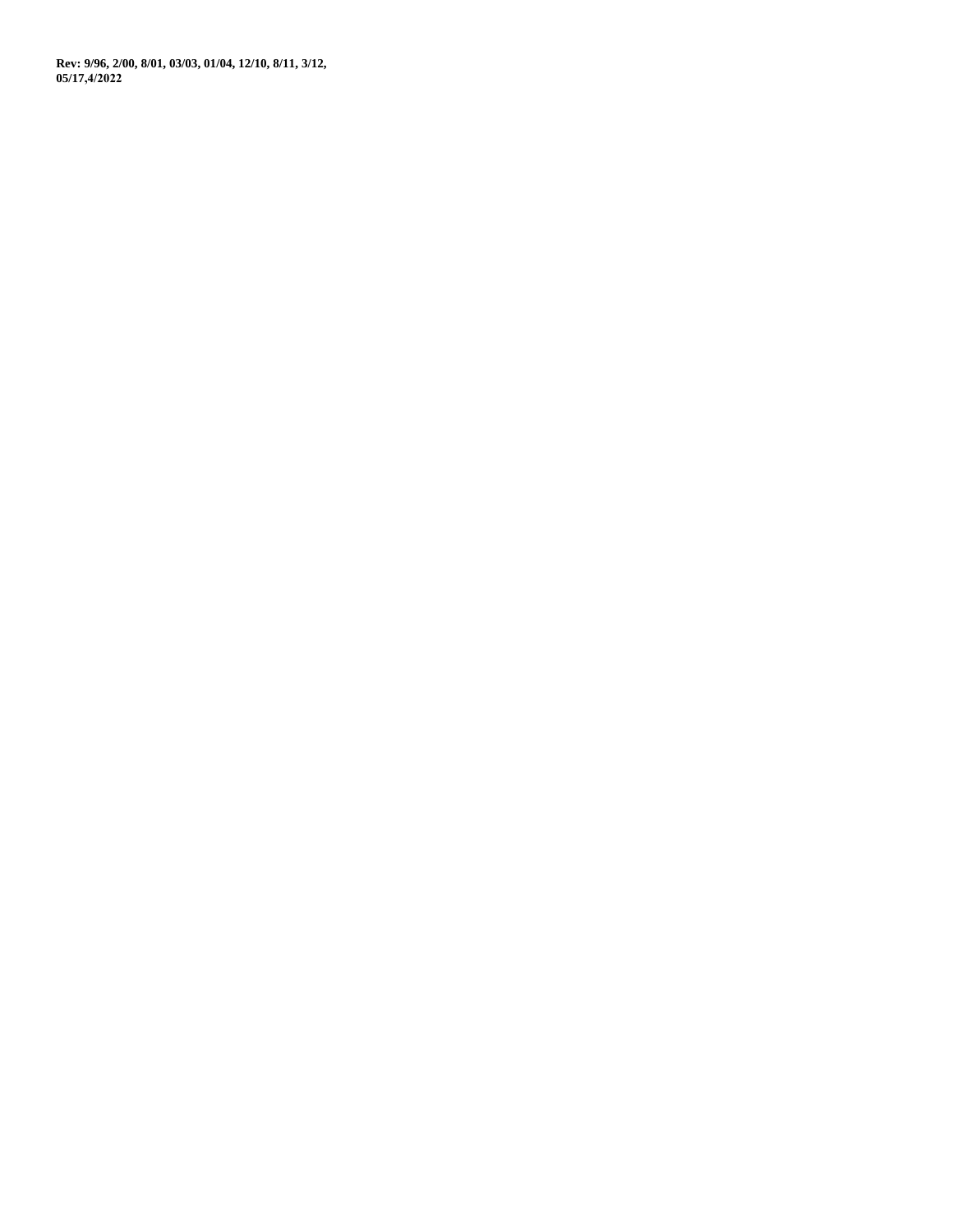**Rev: 9/96, 2/00, 8/01, 03/03, 01/04, 12/10, 8/11, 3/12, 05/17,4/2022**